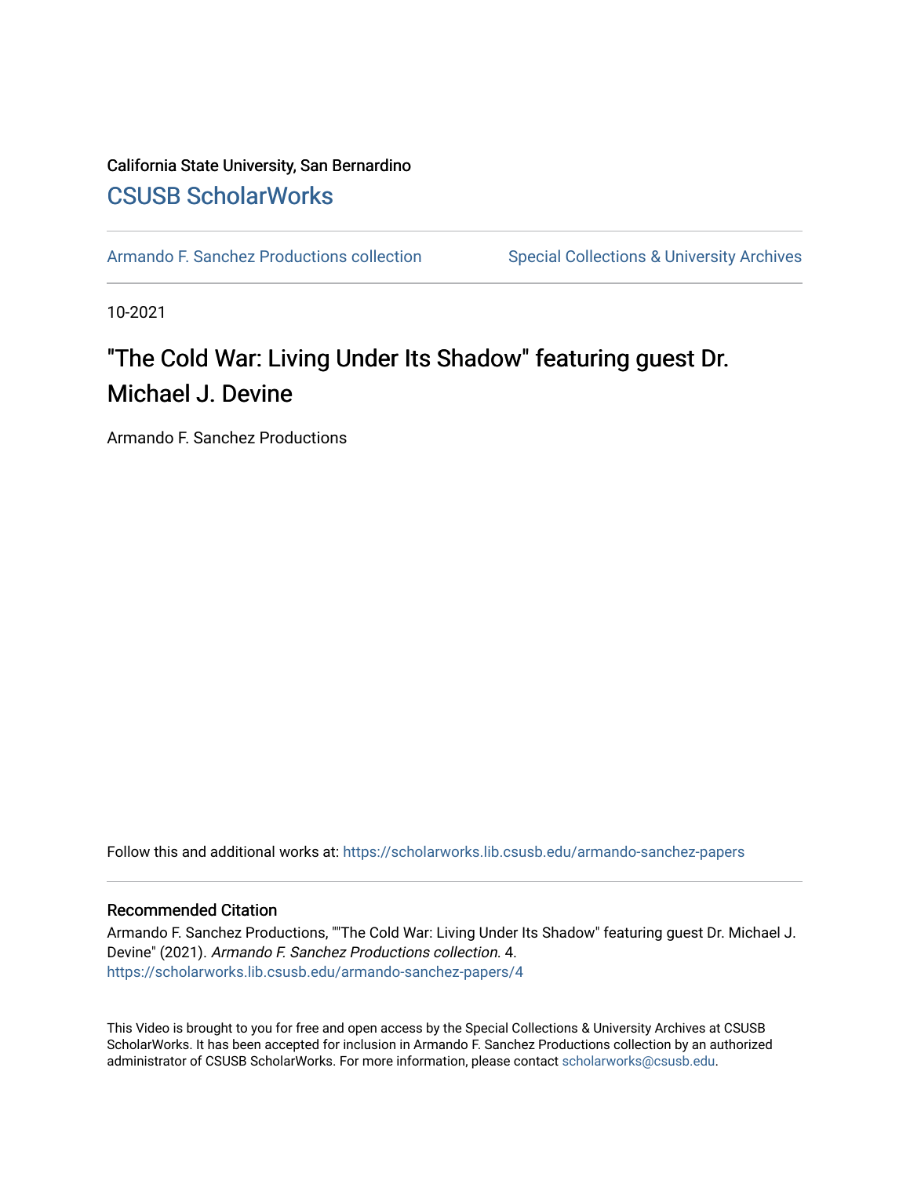California State University, San Bernardino

[CSUSB ScholarWorks](https://scholarworks.lib.csusb.edu/)

Armando F. Sanchez Productions collection | Special Collections & University Archives

10-2021

# "The Cold War: Living Under Its Shadow" featuring guest Dr. Michael J. Devine

Armando F. Sanchez Productions

Follow this and additional works at: https://scholarworks.lib.csusb.edu/armando-sanchez-papers

## Recommended Citation

Armando F. Sanchez Productions, ""The Cold War: Living Under Its Shadow" featuring guest Dr. Michael J. Devine" (2021). *Armando F. Sanchez Productions collection*. 4.
https://scholarworks.lib.csusb.edu/armando-sanchez-papers/4

This Video is brought to you for free and open access by the Special Collections & University Archives at CSUSB ScholarWorks. It has been accepted for inclusion in Armando F. Sanchez Productions collection by an authorized administrator of CSUSB ScholarWorks. For more information, please contact scholarworks@csusb.edu.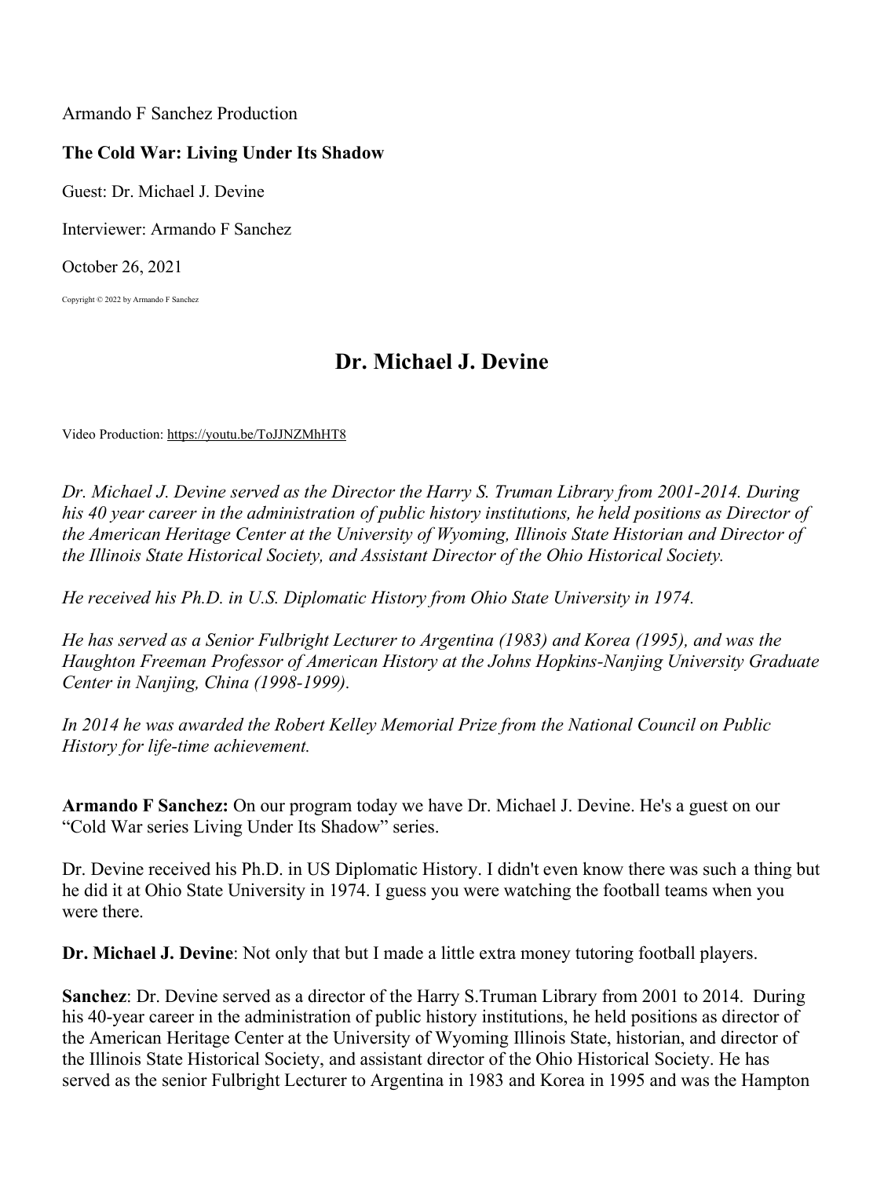Armando F Sanchez Production

**The Cold War: Living Under Its Shadow**

Guest: Dr. Michael J. Devine

Interviewer: Armando F Sanchez

October 26, 2021

Copyright © 2022 by Armando F Sanchez

# Dr. Michael J. Devine

Video Production: https://youtu.be/ToJJNZMhHT8

*Dr. Michael J. Devine served as the Director the Harry S. Truman Library from 2001-2014. During his 40 year career in the administration of public history institutions, he held positions as Director of the American Heritage Center at the University of Wyoming, Illinois State Historian and Director of the Illinois State Historical Society, and Assistant Director of the Ohio Historical Society.*

*He received his Ph.D. in U.S. Diplomatic History from Ohio State University in 1974.*

*He has served as a Senior Fulbright Lecturer to Argentina (1983) and Korea (1995), and was the Haughton Freeman Professor of American History at the Johns Hopkins-Nanjing University Graduate Center in Nanjing, China (1998-1999).*

*In 2014 he was awarded the Robert Kelley Memorial Prize from the National Council on Public History for life-time achievement.*

**Armando F Sanchez:** On our program today we have Dr. Michael J. Devine. He's a guest on our "Cold War series Living Under Its Shadow" series.

Dr. Devine received his Ph.D. in US Diplomatic History. I didn't even know there was such a thing but he did it at Ohio State University in 1974. I guess you were watching the football teams when you were there.

**Dr. Michael J. Devine**: Not only that but I made a little extra money tutoring football players.

**Sanchez**: Dr. Devine served as a director of the Harry S.Truman Library from 2001 to 2014. During his 40-year career in the administration of public history institutions, he held positions as director of the American Heritage Center at the University of Wyoming Illinois State, historian, and director of the Illinois State Historical Society, and assistant director of the Ohio Historical Society. He has served as the senior Fulbright Lecturer to Argentina in 1983 and Korea in 1995 and was the Hampton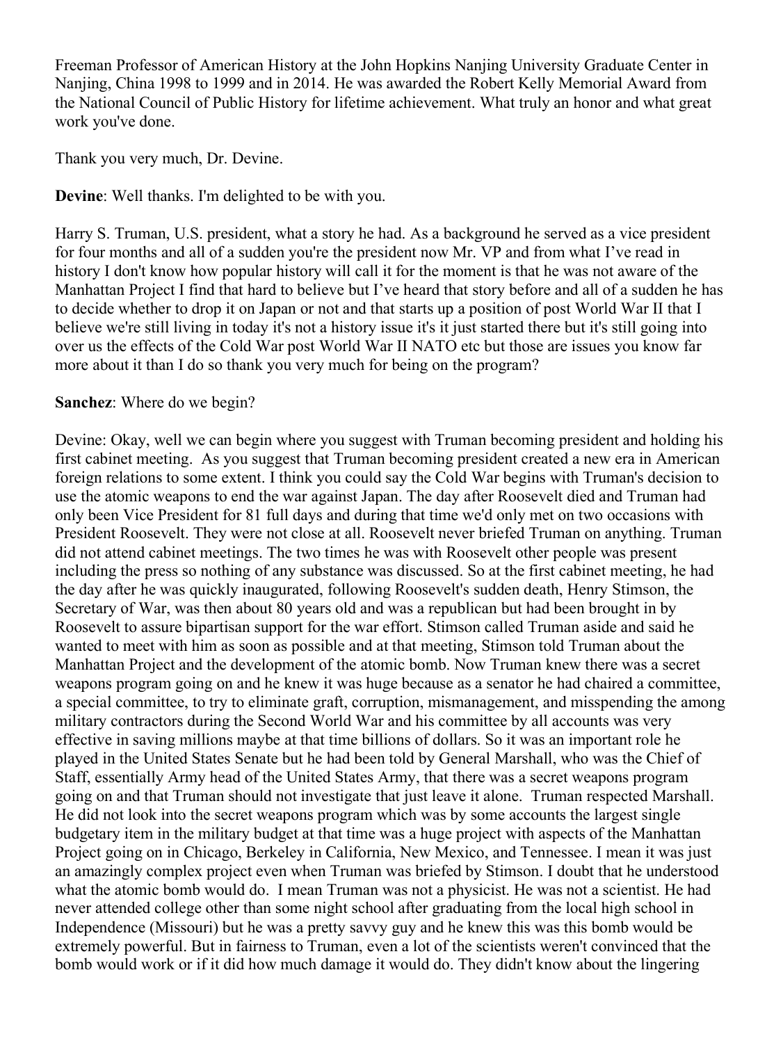Freeman Professor of American History at the John Hopkins Nanjing University Graduate Center in Nanjing, China 1998 to 1999 and in 2014. He was awarded the Robert Kelly Memorial Award from the National Council of Public History for lifetime achievement. What truly an honor and what great work you've done.

Thank you very much, Dr. Devine.

**Devine**: Well thanks. I'm delighted to be with you.

Harry S. Truman, U.S. president, what a story he had. As a background he served as a vice president for four months and all of a sudden you're the president now Mr. VP and from what I've read in history I don't know how popular history will call it for the moment is that he was not aware of the Manhattan Project I find that hard to believe but I've heard that story before and all of a sudden he has to decide whether to drop it on Japan or not and that starts up a position of post World War II that I believe we're still living in today it's not a history issue it's it just started there but it's still going into over us the effects of the Cold War post World War II NATO etc but those are issues you know far more about it than I do so thank you very much for being on the program?

**Sanchez**: Where do we begin?

Devine: Okay, well we can begin where you suggest with Truman becoming president and holding his first cabinet meeting. As you suggest that Truman becoming president created a new era in American foreign relations to some extent. I think you could say the Cold War begins with Truman's decision to use the atomic weapons to end the war against Japan. The day after Roosevelt died and Truman had only been Vice President for 81 full days and during that time we'd only met on two occasions with President Roosevelt. They were not close at all. Roosevelt never briefed Truman on anything. Truman did not attend cabinet meetings. The two times he was with Roosevelt other people was present including the press so nothing of any substance was discussed. So at the first cabinet meeting, he had the day after he was quickly inaugurated, following Roosevelt's sudden death, Henry Stimson, the Secretary of War, was then about 80 years old and was a republican but had been brought in by Roosevelt to assure bipartisan support for the war effort. Stimson called Truman aside and said he wanted to meet with him as soon as possible and at that meeting, Stimson told Truman about the Manhattan Project and the development of the atomic bomb. Now Truman knew there was a secret weapons program going on and he knew it was huge because as a senator he had chaired a committee, a special committee, to try to eliminate graft, corruption, mismanagement, and misspending the among military contractors during the Second World War and his committee by all accounts was very effective in saving millions maybe at that time billions of dollars. So it was an important role he played in the United States Senate but he had been told by General Marshall, who was the Chief of Staff, essentially Army head of the United States Army, that there was a secret weapons program going on and that Truman should not investigate that just leave it alone. Truman respected Marshall. He did not look into the secret weapons program which was by some accounts the largest single budgetary item in the military budget at that time was a huge project with aspects of the Manhattan Project going on in Chicago, Berkeley in California, New Mexico, and Tennessee. I mean it was just an amazingly complex project even when Truman was briefed by Stimson. I doubt that he understood what the atomic bomb would do. I mean Truman was not a physicist. He was not a scientist. He had never attended college other than some night school after graduating from the local high school in Independence (Missouri) but he was a pretty savvy guy and he knew this was this bomb would be extremely powerful. But in fairness to Truman, even a lot of the scientists weren't convinced that the bomb would work or if it did how much damage it would do. They didn't know about the lingering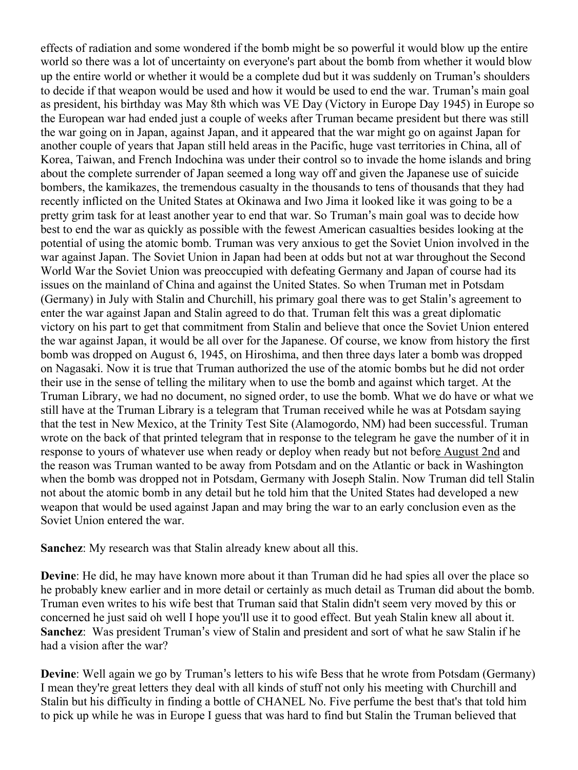effects of radiation and some wondered if the bomb might be so powerful it would blow up the entire world so there was a lot of uncertainty on everyone's part about the bomb from whether it would blow up the entire world or whether it would be a complete dud but it was suddenly on Truman's shoulders to decide if that weapon would be used and how it would be used to end the war. Truman's main goal as president, his birthday was May 8th which was VE Day (Victory in Europe Day 1945) in Europe so the European war had ended just a couple of weeks after Truman became president but there was still the war going on in Japan, against Japan, and it appeared that the war might go on against Japan for another couple of years that Japan still held areas in the Pacific, huge vast territories in China, all of Korea, Taiwan, and French Indochina was under their control so to invade the home islands and bring about the complete surrender of Japan seemed a long way off and given the Japanese use of suicide bombers, the kamikazes, the tremendous casualty in the thousands to tens of thousands that they had recently inflicted on the United States at Okinawa and Iwo Jima it looked like it was going to be a pretty grim task for at least another year to end that war. So Truman's main goal was to decide how best to end the war as quickly as possible with the fewest American casualties besides looking at the potential of using the atomic bomb. Truman was very anxious to get the Soviet Union involved in the war against Japan. The Soviet Union in Japan had been at odds but not at war throughout the Second World War the Soviet Union was preoccupied with defeating Germany and Japan of course had its issues on the mainland of China and against the United States. So when Truman met in Potsdam (Germany) in July with Stalin and Churchill, his primary goal there was to get Stalin's agreement to enter the war against Japan and Stalin agreed to do that. Truman felt this was a great diplomatic victory on his part to get that commitment from Stalin and believe that once the Soviet Union entered the war against Japan, it would be all over for the Japanese. Of course, we know from history the first bomb was dropped on August 6, 1945, on Hiroshima, and then three days later a bomb was dropped on Nagasaki. Now it is true that Truman authorized the use of the atomic bombs but he did not order their use in the sense of telling the military when to use the bomb and against which target. At the Truman Library, we had no document, no signed order, to use the bomb. What we do have or what we still have at the Truman Library is a telegram that Truman received while he was at Potsdam saying that the test in New Mexico, at the Trinity Test Site (Alamogordo, NM) had been successful. Truman wrote on the back of that printed telegram that in response to the telegram he gave the number of it in response to yours of whatever use when ready or deploy when ready but not before August 2nd and the reason was Truman wanted to be away from Potsdam and on the Atlantic or back in Washington when the bomb was dropped not in Potsdam, Germany with Joseph Stalin. Now Truman did tell Stalin not about the atomic bomb in any detail but he told him that the United States had developed a new weapon that would be used against Japan and may bring the war to an early conclusion even as the Soviet Union entered the war.

**Sanchez**: My research was that Stalin already knew about all this.

**Devine**: He did, he may have known more about it than Truman did he had spies all over the place so he probably knew earlier and in more detail or certainly as much detail as Truman did about the bomb. Truman even writes to his wife best that Truman said that Stalin didn't seem very moved by this or concerned he just said oh well I hope you'll use it to good effect. But yeah Stalin knew all about it.

**Sanchez**: Was president Truman's view of Stalin and president and sort of what he saw Stalin if he had a vision after the war?

**Devine**: Well again we go by Truman's letters to his wife Bess that he wrote from Potsdam (Germany) I mean they're great letters they deal with all kinds of stuff not only his meeting with Churchill and Stalin but his difficulty in finding a bottle of CHANEL No. Five perfume the best that's that told him to pick up while he was in Europe I guess that was hard to find but Stalin the Truman believed that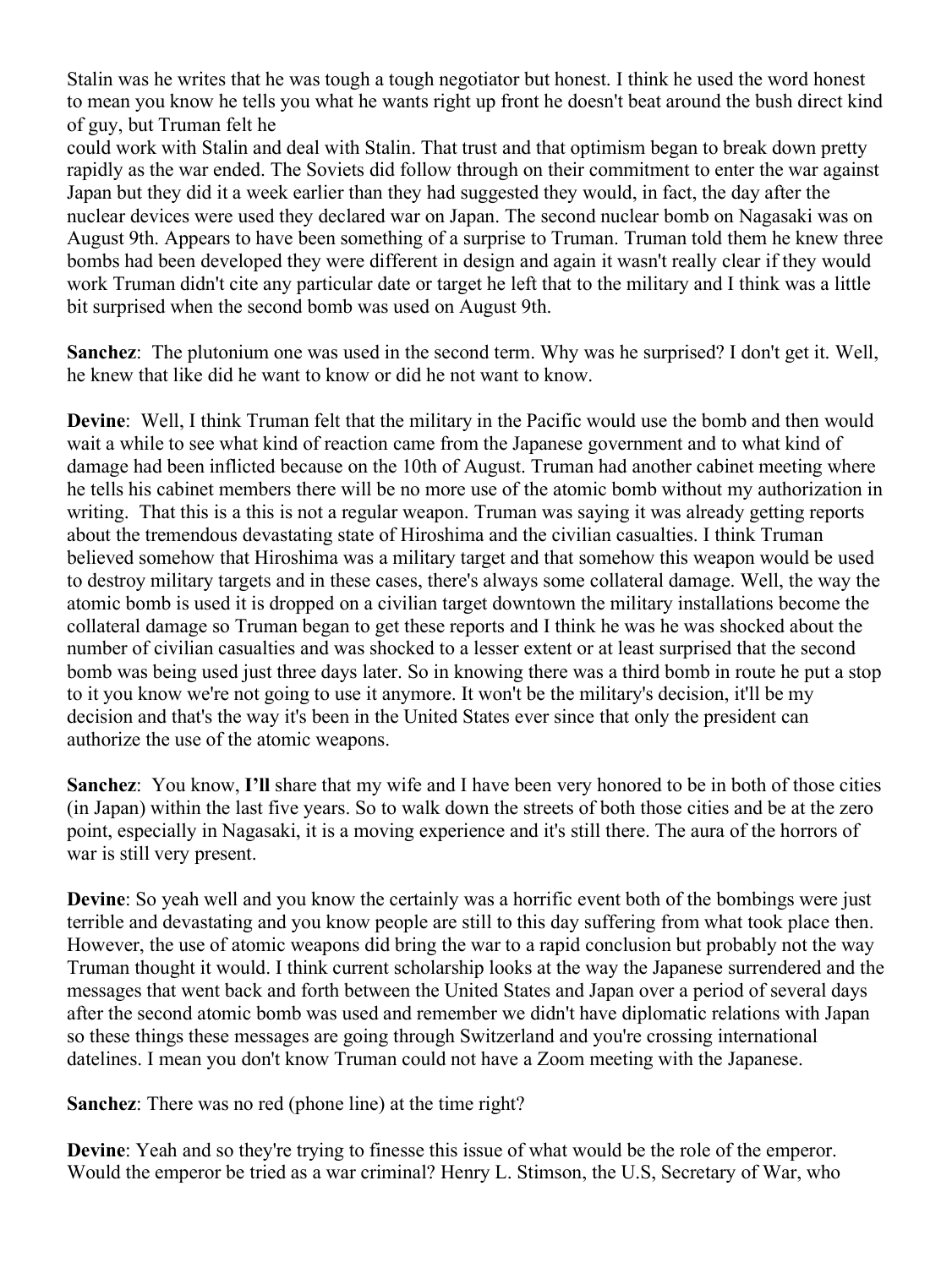Stalin was he writes that he was tough a tough negotiator but honest. I think he used the word honest to mean you know he tells you what he wants right up front he doesn't beat around the bush direct kind of guy, but Truman felt he
could work with Stalin and deal with Stalin. That trust and that optimism began to break down pretty rapidly as the war ended. The Soviets did follow through on their commitment to enter the war against Japan but they did it a week earlier than they had suggested they would, in fact, the day after the nuclear devices were used they declared war on Japan. The second nuclear bomb on Nagasaki was on August 9th. Appears to have been something of a surprise to Truman. Truman told them he knew three bombs had been developed they were different in design and again it wasn't really clear if they would work Truman didn't cite any particular date or target he left that to the military and I think was a little bit surprised when the second bomb was used on August 9th.

**Sanchez**: The plutonium one was used in the second term. Why was he surprised? I don't get it. Well, he knew that like did he want to know or did he not want to know.

**Devine**: Well, I think Truman felt that the military in the Pacific would use the bomb and then would wait a while to see what kind of reaction came from the Japanese government and to what kind of damage had been inflicted because on the 10th of August. Truman had another cabinet meeting where he tells his cabinet members there will be no more use of the atomic bomb without my authorization in writing. That this is a this is not a regular weapon. Truman was saying it was already getting reports about the tremendous devastating state of Hiroshima and the civilian casualties. I think Truman believed somehow that Hiroshima was a military target and that somehow this weapon would be used to destroy military targets and in these cases, there's always some collateral damage. Well, the way the atomic bomb is used it is dropped on a civilian target downtown the military installations become the collateral damage so Truman began to get these reports and I think he was he was shocked about the number of civilian casualties and was shocked to a lesser extent or at least surprised that the second bomb was being used just three days later. So in knowing there was a third bomb in route he put a stop to it you know we're not going to use it anymore. It won't be the military's decision, it'll be my decision and that's the way it's been in the United States ever since that only the president can authorize the use of the atomic weapons.

**Sanchez**: You know, **I'll** share that my wife and I have been very honored to be in both of those cities (in Japan) within the last five years. So to walk down the streets of both those cities and be at the zero point, especially in Nagasaki, it is a moving experience and it's still there. The aura of the horrors of war is still very present.

**Devine**: So yeah well and you know the certainly was a horrific event both of the bombings were just terrible and devastating and you know people are still to this day suffering from what took place then. However, the use of atomic weapons did bring the war to a rapid conclusion but probably not the way Truman thought it would. I think current scholarship looks at the way the Japanese surrendered and the messages that went back and forth between the United States and Japan over a period of several days after the second atomic bomb was used and remember we didn't have diplomatic relations with Japan so these things these messages are going through Switzerland and you're crossing international datelines. I mean you don't know Truman could not have a Zoom meeting with the Japanese.

**Sanchez**: There was no red (phone line) at the time right?

**Devine**: Yeah and so they're trying to finesse this issue of what would be the role of the emperor. Would the emperor be tried as a war criminal? Henry L. Stimson, the U.S, Secretary of War, who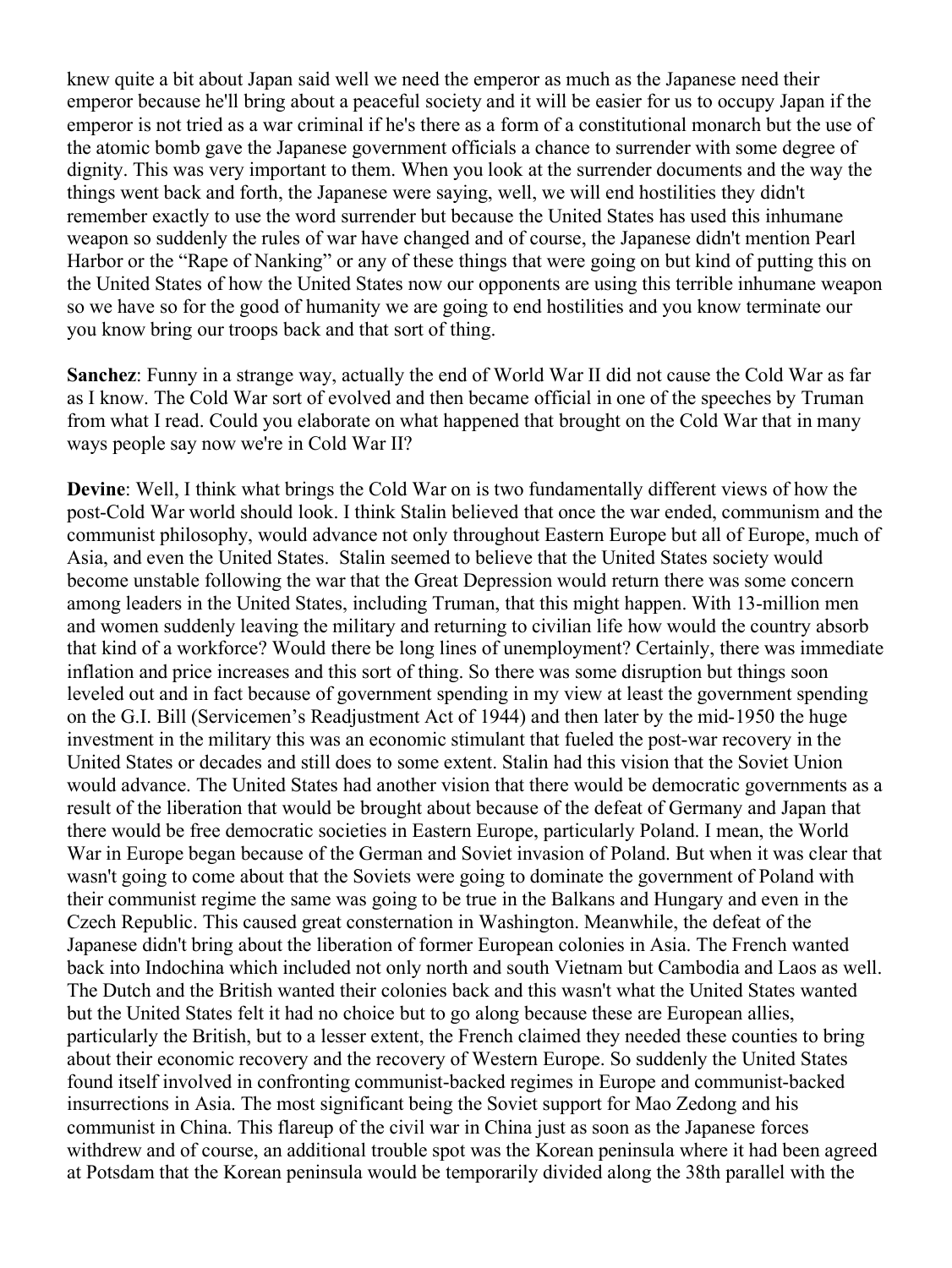knew quite a bit about Japan said well we need the emperor as much as the Japanese need their emperor because he'll bring about a peaceful society and it will be easier for us to occupy Japan if the emperor is not tried as a war criminal if he's there as a form of a constitutional monarch but the use of the atomic bomb gave the Japanese government officials a chance to surrender with some degree of dignity. This was very important to them. When you look at the surrender documents and the way the things went back and forth, the Japanese were saying, well, we will end hostilities they didn't remember exactly to use the word surrender but because the United States has used this inhumane weapon so suddenly the rules of war have changed and of course, the Japanese didn't mention Pearl Harbor or the "Rape of Nanking" or any of these things that were going on but kind of putting this on the United States of how the United States now our opponents are using this terrible inhumane weapon so we have so for the good of humanity we are going to end hostilities and you know terminate our you know bring our troops back and that sort of thing.

**Sanchez**: Funny in a strange way, actually the end of World War II did not cause the Cold War as far as I know. The Cold War sort of evolved and then became official in one of the speeches by Truman from what I read. Could you elaborate on what happened that brought on the Cold War that in many ways people say now we're in Cold War II?

**Devine**: Well, I think what brings the Cold War on is two fundamentally different views of how the post-Cold War world should look. I think Stalin believed that once the war ended, communism and the communist philosophy, would advance not only throughout Eastern Europe but all of Europe, much of Asia, and even the United States. Stalin seemed to believe that the United States society would become unstable following the war that the Great Depression would return there was some concern among leaders in the United States, including Truman, that this might happen. With 13-million men and women suddenly leaving the military and returning to civilian life how would the country absorb that kind of a workforce? Would there be long lines of unemployment? Certainly, there was immediate inflation and price increases and this sort of thing. So there was some disruption but things soon leveled out and in fact because of government spending in my view at least the government spending on the G.I. Bill (Servicemen's Readjustment Act of 1944) and then later by the mid-1950 the huge investment in the military this was an economic stimulant that fueled the post-war recovery in the United States or decades and still does to some extent. Stalin had this vision that the Soviet Union would advance. The United States had another vision that there would be democratic governments as a result of the liberation that would be brought about because of the defeat of Germany and Japan that there would be free democratic societies in Eastern Europe, particularly Poland. I mean, the World War in Europe began because of the German and Soviet invasion of Poland. But when it was clear that wasn't going to come about that the Soviets were going to dominate the government of Poland with their communist regime the same was going to be true in the Balkans and Hungary and even in the Czech Republic. This caused great consternation in Washington. Meanwhile, the defeat of the Japanese didn't bring about the liberation of former European colonies in Asia. The French wanted back into Indochina which included not only north and south Vietnam but Cambodia and Laos as well. The Dutch and the British wanted their colonies back and this wasn't what the United States wanted but the United States felt it had no choice but to go along because these are European allies, particularly the British, but to a lesser extent, the French claimed they needed these counties to bring about their economic recovery and the recovery of Western Europe. So suddenly the United States found itself involved in confronting communist-backed regimes in Europe and communist-backed insurrections in Asia. The most significant being the Soviet support for Mao Zedong and his communist in China. This flareup of the civil war in China just as soon as the Japanese forces withdrew and of course, an additional trouble spot was the Korean peninsula where it had been agreed at Potsdam that the Korean peninsula would be temporarily divided along the 38th parallel with the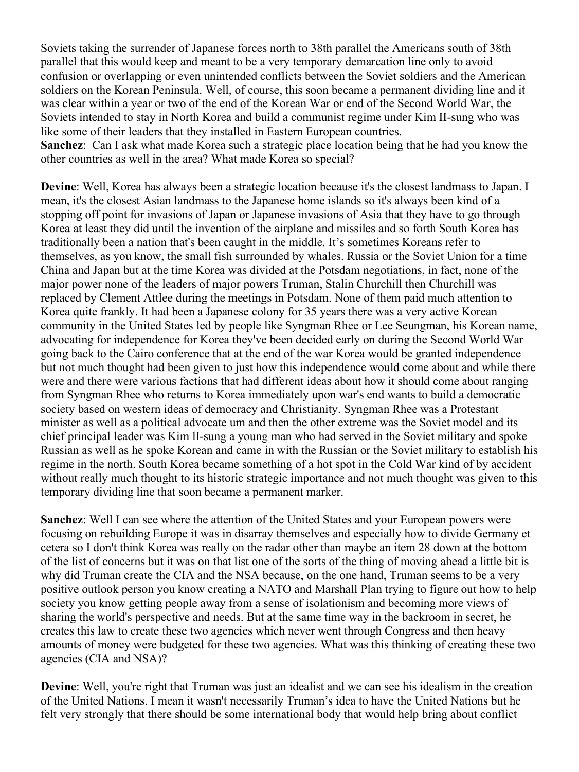Soviets taking the surrender of Japanese forces north to 38th parallel the Americans south of 38th parallel that this would keep and meant to be a very temporary demarcation line only to avoid confusion or overlapping or even unintended conflicts between the Soviet soldiers and the American soldiers on the Korean Peninsula. Well, of course, this soon became a permanent dividing line and it was clear within a year or two of the end of the Korean War or end of the Second World War, the Soviets intended to stay in North Korea and build a communist regime under Kim II-sung who was like some of their leaders that they installed in Eastern European countries.

**Sanchez**: Can I ask what made Korea such a strategic place location being that he had you know the other countries as well in the area? What made Korea so special?

**Devine**: Well, Korea has always been a strategic location because it's the closest landmass to Japan. I mean, it's the closest Asian landmass to the Japanese home islands so it's always been kind of a stopping off point for invasions of Japan or Japanese invasions of Asia that they have to go through Korea at least they did until the invention of the airplane and missiles and so forth South Korea has traditionally been a nation that's been caught in the middle. It's sometimes Koreans refer to themselves, as you know, the small fish surrounded by whales. Russia or the Soviet Union for a time China and Japan but at the time Korea was divided at the Potsdam negotiations, in fact, none of the major power none of the leaders of major powers Truman, Stalin Churchill then Churchill was replaced by Clement Attlee during the meetings in Potsdam. None of them paid much attention to Korea quite frankly. It had been a Japanese colony for 35 years there was a very active Korean community in the United States led by people like Syngman Rhee or Lee Seungman, his Korean name, advocating for independence for Korea they've been decided early on during the Second World War going back to the Cairo conference that at the end of the war Korea would be granted independence but not much thought had been given to just how this independence would come about and while there were and there were various factions that had different ideas about how it should come about ranging from Syngman Rhee who returns to Korea immediately upon war's end wants to build a democratic society based on western ideas of democracy and Christianity. Syngman Rhee was a Protestant minister as well as a political advocate um and then the other extreme was the Soviet model and its chief principal leader was Kim lI-sung a young man who had served in the Soviet military and spoke Russian as well as he spoke Korean and came in with the Russian or the Soviet military to establish his regime in the north. South Korea became something of a hot spot in the Cold War kind of by accident without really much thought to its historic strategic importance and not much thought was given to this temporary dividing line that soon became a permanent marker.

**Sanchez**: Well I can see where the attention of the United States and your European powers were focusing on rebuilding Europe it was in disarray themselves and especially how to divide Germany et cetera so I don't think Korea was really on the radar other than maybe an item 28 down at the bottom of the list of concerns but it was on that list one of the sorts of the thing of moving ahead a little bit is why did Truman create the CIA and the NSA because, on the one hand, Truman seems to be a very positive outlook person you know creating a NATO and Marshall Plan trying to figure out how to help society you know getting people away from a sense of isolationism and becoming more views of sharing the world's perspective and needs. But at the same time way in the backroom in secret, he creates this law to create these two agencies which never went through Congress and then heavy amounts of money were budgeted for these two agencies. What was this thinking of creating these two agencies (CIA and NSA)?

**Devine**: Well, you're right that Truman was just an idealist and we can see his idealism in the creation of the United Nations. I mean it wasn't necessarily Truman's idea to have the United Nations but he felt very strongly that there should be some international body that would help bring about conflict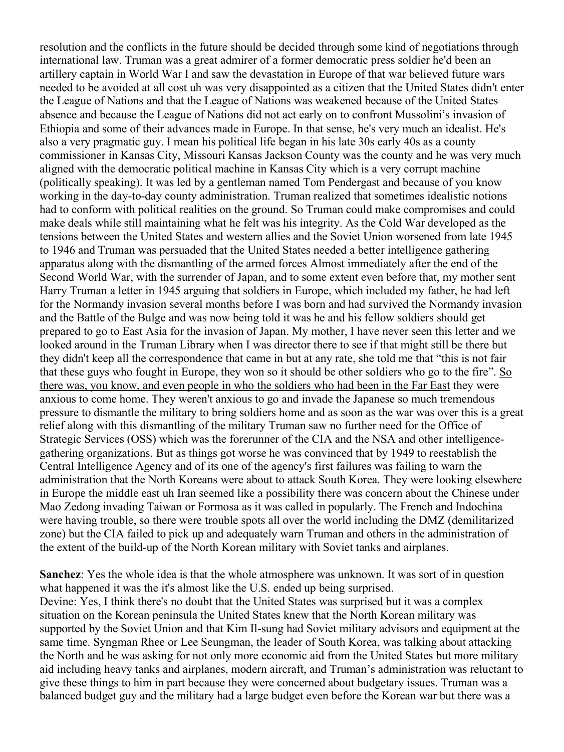resolution and the conflicts in the future should be decided through some kind of negotiations through international law. Truman was a great admirer of a former democratic press soldier he'd been an artillery captain in World War I and saw the devastation in Europe of that war believed future wars needed to be avoided at all cost uh was very disappointed as a citizen that the United States didn't enter the League of Nations and that the League of Nations was weakened because of the United States absence and because the League of Nations did not act early on to confront Mussolini's invasion of Ethiopia and some of their advances made in Europe. In that sense, he's very much an idealist. He's also a very pragmatic guy. I mean his political life began in his late 30s early 40s as a county commissioner in Kansas City, Missouri Kansas Jackson County was the county and he was very much aligned with the democratic political machine in Kansas City which is a very corrupt machine (politically speaking). It was led by a gentleman named Tom Pendergast and because of you know working in the day-to-day county administration. Truman realized that sometimes idealistic notions had to conform with political realities on the ground. So Truman could make compromises and could make deals while still maintaining what he felt was his integrity. As the Cold War developed as the tensions between the United States and western allies and the Soviet Union worsened from late 1945 to 1946 and Truman was persuaded that the United States needed a better intelligence gathering apparatus along with the dismantling of the armed forces Almost immediately after the end of the Second World War, with the surrender of Japan, and to some extent even before that, my mother sent Harry Truman a letter in 1945 arguing that soldiers in Europe, which included my father, he had left for the Normandy invasion several months before I was born and had survived the Normandy invasion and the Battle of the Bulge and was now being told it was he and his fellow soldiers should get prepared to go to East Asia for the invasion of Japan. My mother, I have never seen this letter and we looked around in the Truman Library when I was director there to see if that might still be there but they didn't keep all the correspondence that came in but at any rate, she told me that "this is not fair that these guys who fought in Europe, they won so it should be other soldiers who go to the fire". <u>So there was, you know, and even people in who the soldiers who had been in the Far East</u> they were anxious to come home. They weren't anxious to go and invade the Japanese so much tremendous pressure to dismantle the military to bring soldiers home and as soon as the war was over this is a great relief along with this dismantling of the military Truman saw no further need for the Office of Strategic Services (OSS) which was the forerunner of the CIA and the NSA and other intelligence-gathering organizations. But as things got worse he was convinced that by 1949 to reestablish the Central Intelligence Agency and of its one of the agency's first failures was failing to warn the administration that the North Koreans were about to attack South Korea. They were looking elsewhere in Europe the middle east uh Iran seemed like a possibility there was concern about the Chinese under Mao Zedong invading Taiwan or Formosa as it was called in popularly. The French and Indochina were having trouble, so there were trouble spots all over the world including the DMZ (demilitarized zone) but the CIA failed to pick up and adequately warn Truman and others in the administration of the extent of the build-up of the North Korean military with Soviet tanks and airplanes.

**Sanchez**: Yes the whole idea is that the whole atmosphere was unknown. It was sort of in question what happened it was the it's almost like the U.S. ended up being surprised.

Devine: Yes, I think there's no doubt that the United States was surprised but it was a complex situation on the Korean peninsula the United States knew that the North Korean military was supported by the Soviet Union and that Kim Il-sung had Soviet military advisors and equipment at the same time. Syngman Rhee or Lee Seungman, the leader of South Korea, was talking about attacking the North and he was asking for not only more economic aid from the United States but more military aid including heavy tanks and airplanes, modern aircraft, and Truman's administration was reluctant to give these things to him in part because they were concerned about budgetary issues. Truman was a balanced budget guy and the military had a large budget even before the Korean war but there was a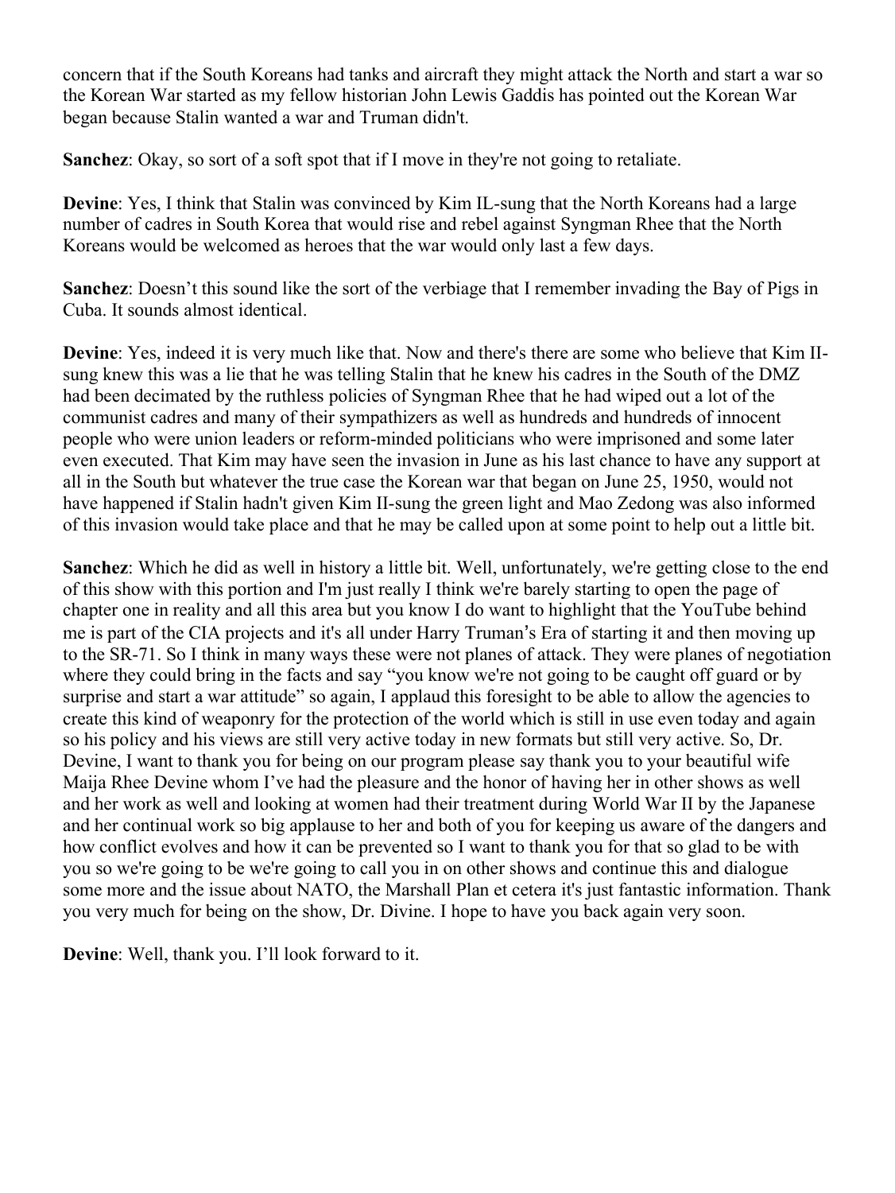concern that if the South Koreans had tanks and aircraft they might attack the North and start a war so the Korean War started as my fellow historian John Lewis Gaddis has pointed out the Korean War began because Stalin wanted a war and Truman didn't.

**Sanchez**: Okay, so sort of a soft spot that if I move in they're not going to retaliate.

**Devine**: Yes, I think that Stalin was convinced by Kim IL-sung that the North Koreans had a large number of cadres in South Korea that would rise and rebel against Syngman Rhee that the North Koreans would be welcomed as heroes that the war would only last a few days.

**Sanchez**: Doesn't this sound like the sort of the verbiage that I remember invading the Bay of Pigs in Cuba. It sounds almost identical.

**Devine**: Yes, indeed it is very much like that. Now and there's there are some who believe that Kim II-sung knew this was a lie that he was telling Stalin that he knew his cadres in the South of the DMZ had been decimated by the ruthless policies of Syngman Rhee that he had wiped out a lot of the communist cadres and many of their sympathizers as well as hundreds and hundreds of innocent people who were union leaders or reform-minded politicians who were imprisoned and some later even executed. That Kim may have seen the invasion in June as his last chance to have any support at all in the South but whatever the true case the Korean war that began on June 25, 1950, would not have happened if Stalin hadn't given Kim II-sung the green light and Mao Zedong was also informed of this invasion would take place and that he may be called upon at some point to help out a little bit.

**Sanchez**: Which he did as well in history a little bit. Well, unfortunately, we're getting close to the end of this show with this portion and I'm just really I think we're barely starting to open the page of chapter one in reality and all this area but you know I do want to highlight that the YouTube behind me is part of the CIA projects and it's all under Harry Truman's Era of starting it and then moving up to the SR-71. So I think in many ways these were not planes of attack. They were planes of negotiation where they could bring in the facts and say "you know we're not going to be caught off guard or by surprise and start a war attitude" so again, I applaud this foresight to be able to allow the agencies to create this kind of weaponry for the protection of the world which is still in use even today and again so his policy and his views are still very active today in new formats but still very active. So, Dr. Devine, I want to thank you for being on our program please say thank you to your beautiful wife Maija Rhee Devine whom I've had the pleasure and the honor of having her in other shows as well and her work as well and looking at women had their treatment during World War II by the Japanese and her continual work so big applause to her and both of you for keeping us aware of the dangers and how conflict evolves and how it can be prevented so I want to thank you for that so glad to be with you so we're going to be we're going to call you in on other shows and continue this and dialogue some more and the issue about NATO, the Marshall Plan et cetera it's just fantastic information. Thank you very much for being on the show, Dr. Divine. I hope to have you back again very soon.

**Devine**: Well, thank you. I'll look forward to it.